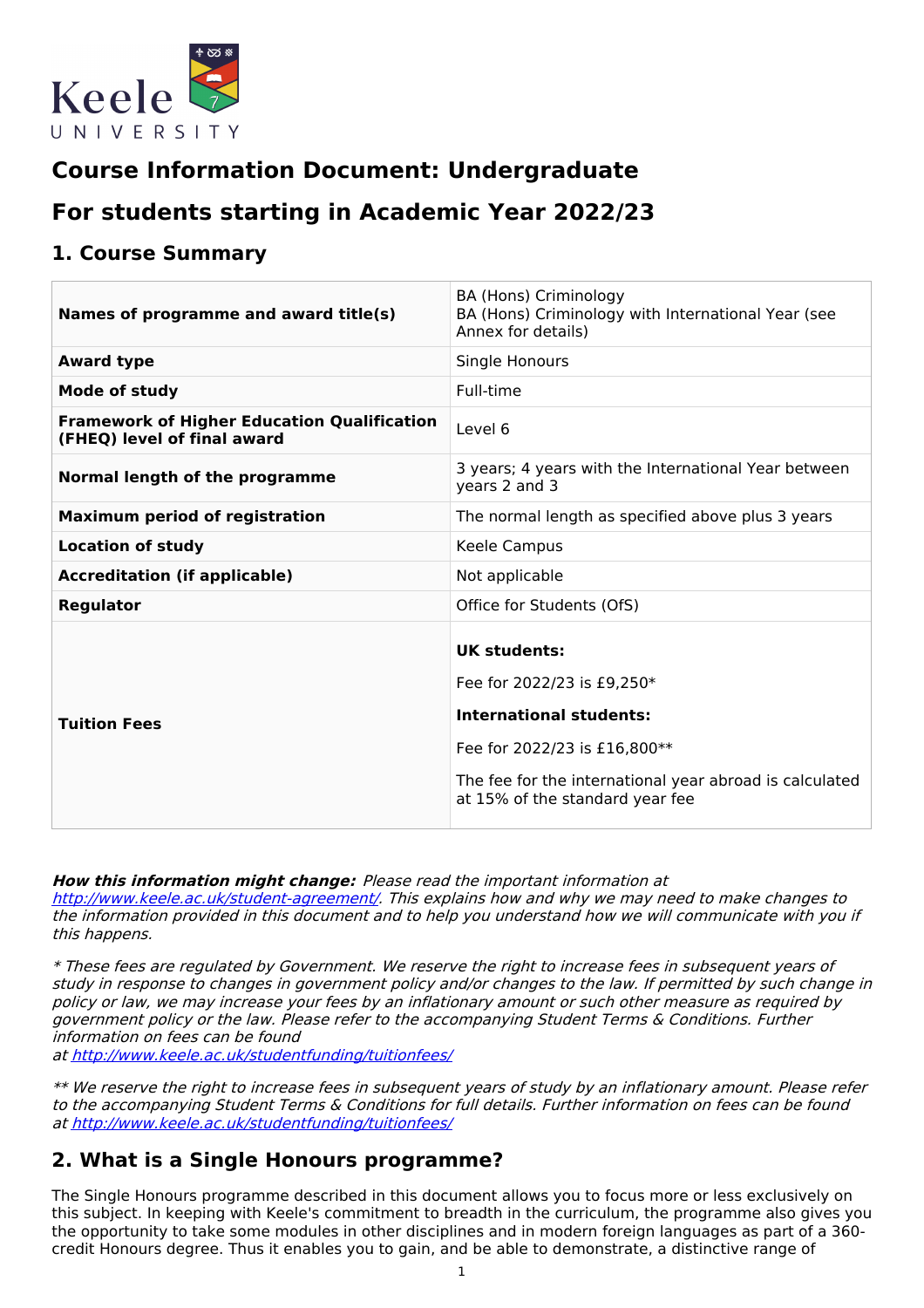# Course Information Document: Undergraduate

# For students starting in Academic Year 2022/23

## 1. Course Summary

| | |
|---|---|
| **Names of programme and award title(s)** | BA (Hons) Criminology<br>BA (Hons) Criminology with International Year (see Annex for details) |
| **Award type** | Single Honours |
| **Mode of study** | Full-time |
| **Framework of Higher Education Qualification (FHEQ) level of final award** | Level 6 |
| **Normal length of the programme** | 3 years; 4 years with the International Year between years 2 and 3 |
| **Maximum period of registration** | The normal length as specified above plus 3 years |
| **Location of study** | Keele Campus |
| **Accreditation (if applicable)** | Not applicable |
| **Regulator** | Office for Students (OfS) |
| **Tuition Fees** | **UK students:**<br>Fee for 2022/23 is £9,250*<br>**International students:**<br>Fee for 2022/23 is £16,800**<br>The fee for the international year abroad is calculated at 15% of the standard year fee |

***How this information might change:*** *Please read the important information at http://www.keele.ac.uk/student-agreement/. This explains how and why we may need to make changes to the information provided in this document and to help you understand how we will communicate with you if this happens.*

*\* These fees are regulated by Government. We reserve the right to increase fees in subsequent years of study in response to changes in government policy and/or changes to the law. If permitted by such change in policy or law, we may increase your fees by an inflationary amount or such other measure as required by government policy or the law. Please refer to the accompanying Student Terms & Conditions. Further information on fees can be found at http://www.keele.ac.uk/studentfunding/tuitionfees/*

*\*\* We reserve the right to increase fees in subsequent years of study by an inflationary amount. Please refer to the accompanying Student Terms & Conditions for full details. Further information on fees can be found at http://www.keele.ac.uk/studentfunding/tuitionfees/*

## 2. What is a Single Honours programme?

The Single Honours programme described in this document allows you to focus more or less exclusively on this subject. In keeping with Keele's commitment to breadth in the curriculum, the programme also gives you the opportunity to take some modules in other disciplines and in modern foreign languages as part of a 360-credit Honours degree. Thus it enables you to gain, and be able to demonstrate, a distinctive range of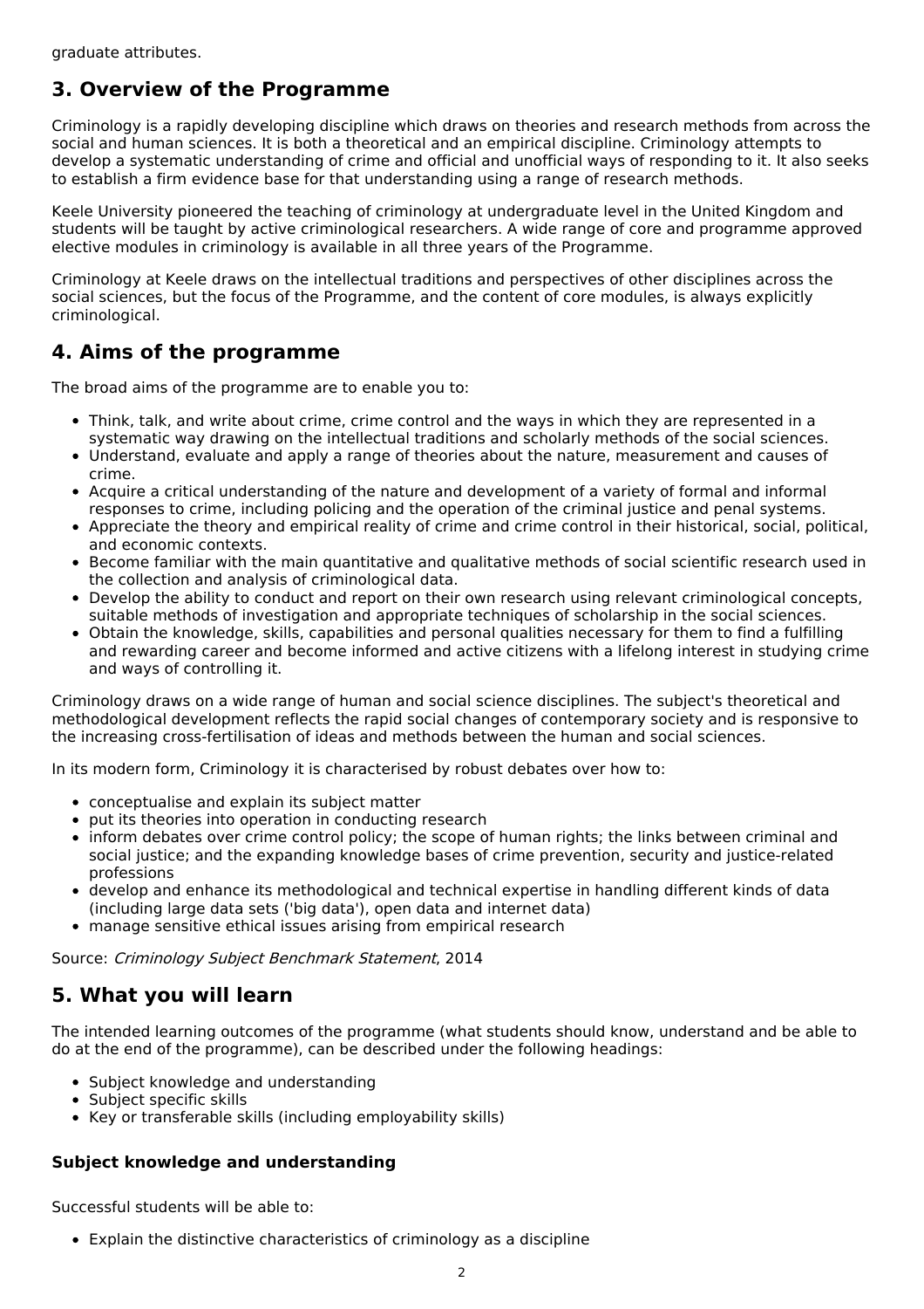graduate attributes.

## 3. Overview of the Programme

Criminology is a rapidly developing discipline which draws on theories and research methods from across the social and human sciences. It is both a theoretical and an empirical discipline. Criminology attempts to develop a systematic understanding of crime and official and unofficial ways of responding to it. It also seeks to establish a firm evidence base for that understanding using a range of research methods.

Keele University pioneered the teaching of criminology at undergraduate level in the United Kingdom and students will be taught by active criminological researchers. A wide range of core and programme approved elective modules in criminology is available in all three years of the Programme.

Criminology at Keele draws on the intellectual traditions and perspectives of other disciplines across the social sciences, but the focus of the Programme, and the content of core modules, is always explicitly criminological.

## 4. Aims of the programme

The broad aims of the programme are to enable you to:

- Think, talk, and write about crime, crime control and the ways in which they are represented in a systematic way drawing on the intellectual traditions and scholarly methods of the social sciences.
- Understand, evaluate and apply a range of theories about the nature, measurement and causes of crime.
- Acquire a critical understanding of the nature and development of a variety of formal and informal responses to crime, including policing and the operation of the criminal justice and penal systems.
- Appreciate the theory and empirical reality of crime and crime control in their historical, social, political, and economic contexts.
- Become familiar with the main quantitative and qualitative methods of social scientific research used in the collection and analysis of criminological data.
- Develop the ability to conduct and report on their own research using relevant criminological concepts, suitable methods of investigation and appropriate techniques of scholarship in the social sciences.
- Obtain the knowledge, skills, capabilities and personal qualities necessary for them to find a fulfilling and rewarding career and become informed and active citizens with a lifelong interest in studying crime and ways of controlling it.

Criminology draws on a wide range of human and social science disciplines. The subject's theoretical and methodological development reflects the rapid social changes of contemporary society and is responsive to the increasing cross-fertilisation of ideas and methods between the human and social sciences.

In its modern form, Criminology it is characterised by robust debates over how to:

- conceptualise and explain its subject matter
- put its theories into operation in conducting research
- inform debates over crime control policy; the scope of human rights; the links between criminal and social justice; and the expanding knowledge bases of crime prevention, security and justice-related professions
- develop and enhance its methodological and technical expertise in handling different kinds of data (including large data sets ('big data'), open data and internet data)
- manage sensitive ethical issues arising from empirical research

Source: *Criminology Subject Benchmark Statement*, 2014

## 5. What you will learn

The intended learning outcomes of the programme (what students should know, understand and be able to do at the end of the programme), can be described under the following headings:

- Subject knowledge and understanding
- Subject specific skills
- Key or transferable skills (including employability skills)

### Subject knowledge and understanding

Successful students will be able to:

- Explain the distinctive characteristics of criminology as a discipline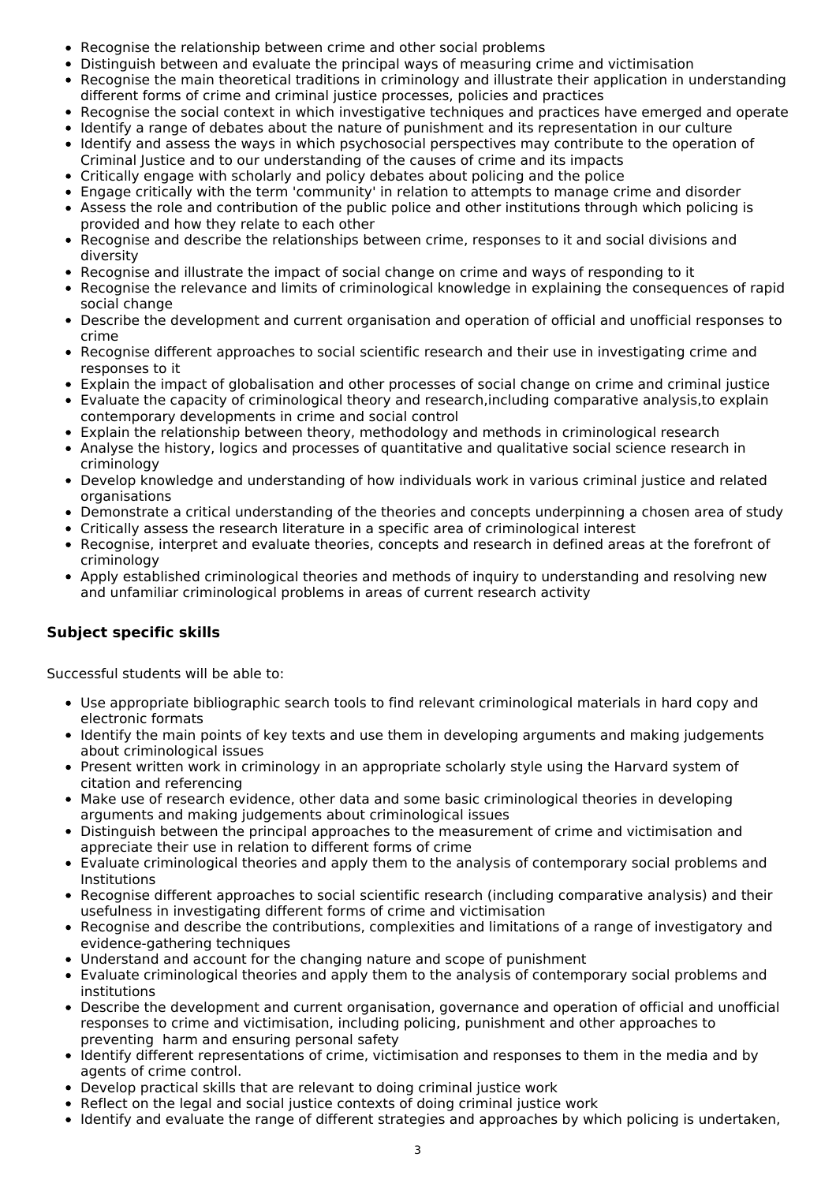- Recognise the relationship between crime and other social problems
- Distinguish between and evaluate the principal ways of measuring crime and victimisation
- Recognise the main theoretical traditions in criminology and illustrate their application in understanding different forms of crime and criminal justice processes, policies and practices
- Recognise the social context in which investigative techniques and practices have emerged and operate
- Identify a range of debates about the nature of punishment and its representation in our culture
- Identify and assess the ways in which psychosocial perspectives may contribute to the operation of Criminal Justice and to our understanding of the causes of crime and its impacts
- Critically engage with scholarly and policy debates about policing and the police
- Engage critically with the term 'community' in relation to attempts to manage crime and disorder
- Assess the role and contribution of the public police and other institutions through which policing is provided and how they relate to each other
- Recognise and describe the relationships between crime, responses to it and social divisions and diversity
- Recognise and illustrate the impact of social change on crime and ways of responding to it
- Recognise the relevance and limits of criminological knowledge in explaining the consequences of rapid social change
- Describe the development and current organisation and operation of official and unofficial responses to crime
- Recognise different approaches to social scientific research and their use in investigating crime and responses to it
- Explain the impact of globalisation and other processes of social change on crime and criminal justice
- Evaluate the capacity of criminological theory and research,including comparative analysis,to explain contemporary developments in crime and social control
- Explain the relationship between theory, methodology and methods in criminological research
- Analyse the history, logics and processes of quantitative and qualitative social science research in criminology
- Develop knowledge and understanding of how individuals work in various criminal justice and related organisations
- Demonstrate a critical understanding of the theories and concepts underpinning a chosen area of study
- Critically assess the research literature in a specific area of criminological interest
- Recognise, interpret and evaluate theories, concepts and research in defined areas at the forefront of criminology
- Apply established criminological theories and methods of inquiry to understanding and resolving new and unfamiliar criminological problems in areas of current research activity

### Subject specific skills

Successful students will be able to:

- Use appropriate bibliographic search tools to find relevant criminological materials in hard copy and electronic formats
- Identify the main points of key texts and use them in developing arguments and making judgements about criminological issues
- Present written work in criminology in an appropriate scholarly style using the Harvard system of citation and referencing
- Make use of research evidence, other data and some basic criminological theories in developing arguments and making judgements about criminological issues
- Distinguish between the principal approaches to the measurement of crime and victimisation and appreciate their use in relation to different forms of crime
- Evaluate criminological theories and apply them to the analysis of contemporary social problems and Institutions
- Recognise different approaches to social scientific research (including comparative analysis) and their usefulness in investigating different forms of crime and victimisation
- Recognise and describe the contributions, complexities and limitations of a range of investigatory and evidence-gathering techniques
- Understand and account for the changing nature and scope of punishment
- Evaluate criminological theories and apply them to the analysis of contemporary social problems and institutions
- Describe the development and current organisation, governance and operation of official and unofficial responses to crime and victimisation, including policing, punishment and other approaches to preventing harm and ensuring personal safety
- Identify different representations of crime, victimisation and responses to them in the media and by agents of crime control.
- Develop practical skills that are relevant to doing criminal justice work
- Reflect on the legal and social justice contexts of doing criminal justice work
- Identify and evaluate the range of different strategies and approaches by which policing is undertaken,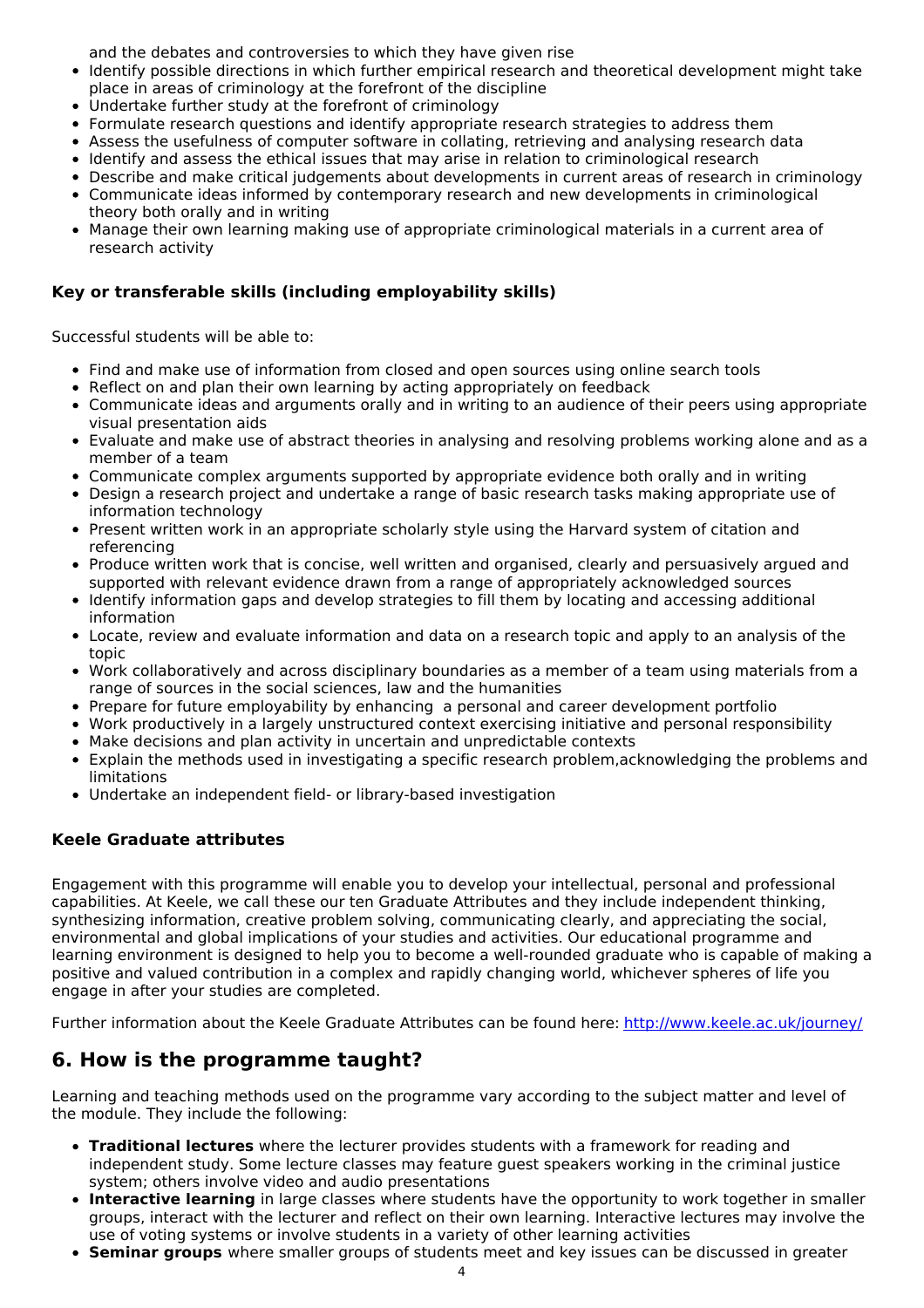and the debates and controversies to which they have given rise

- Identify possible directions in which further empirical research and theoretical development might take place in areas of criminology at the forefront of the discipline
- Undertake further study at the forefront of criminology
- Formulate research questions and identify appropriate research strategies to address them
- Assess the usefulness of computer software in collating, retrieving and analysing research data
- Identify and assess the ethical issues that may arise in relation to criminological research
- Describe and make critical judgements about developments in current areas of research in criminology
- Communicate ideas informed by contemporary research and new developments in criminological theory both orally and in writing
- Manage their own learning making use of appropriate criminological materials in a current area of research activity

### Key or transferable skills (including employability skills)

Successful students will be able to:

- Find and make use of information from closed and open sources using online search tools
- Reflect on and plan their own learning by acting appropriately on feedback
- Communicate ideas and arguments orally and in writing to an audience of their peers using appropriate visual presentation aids
- Evaluate and make use of abstract theories in analysing and resolving problems working alone and as a member of a team
- Communicate complex arguments supported by appropriate evidence both orally and in writing
- Design a research project and undertake a range of basic research tasks making appropriate use of information technology
- Present written work in an appropriate scholarly style using the Harvard system of citation and referencing
- Produce written work that is concise, well written and organised, clearly and persuasively argued and supported with relevant evidence drawn from a range of appropriately acknowledged sources
- Identify information gaps and develop strategies to fill them by locating and accessing additional information
- Locate, review and evaluate information and data on a research topic and apply to an analysis of the topic
- Work collaboratively and across disciplinary boundaries as a member of a team using materials from a range of sources in the social sciences, law and the humanities
- Prepare for future employability by enhancing a personal and career development portfolio
- Work productively in a largely unstructured context exercising initiative and personal responsibility
- Make decisions and plan activity in uncertain and unpredictable contexts
- Explain the methods used in investigating a specific research problem,acknowledging the problems and limitations
- Undertake an independent field- or library-based investigation

### Keele Graduate attributes

Engagement with this programme will enable you to develop your intellectual, personal and professional capabilities. At Keele, we call these our ten Graduate Attributes and they include independent thinking, synthesizing information, creative problem solving, communicating clearly, and appreciating the social, environmental and global implications of your studies and activities. Our educational programme and learning environment is designed to help you to become a well-rounded graduate who is capable of making a positive and valued contribution in a complex and rapidly changing world, whichever spheres of life you engage in after your studies are completed.

Further information about the Keele Graduate Attributes can be found here: [http://www.keele.ac.uk/journey/](http://www.keele.ac.uk/journey/)

## 6. How is the programme taught?

Learning and teaching methods used on the programme vary according to the subject matter and level of the module. They include the following:

- **Traditional lectures** where the lecturer provides students with a framework for reading and independent study. Some lecture classes may feature guest speakers working in the criminal justice system; others involve video and audio presentations
- **Interactive learning** in large classes where students have the opportunity to work together in smaller groups, interact with the lecturer and reflect on their own learning. Interactive lectures may involve the use of voting systems or involve students in a variety of other learning activities
- **Seminar groups** where smaller groups of students meet and key issues can be discussed in greater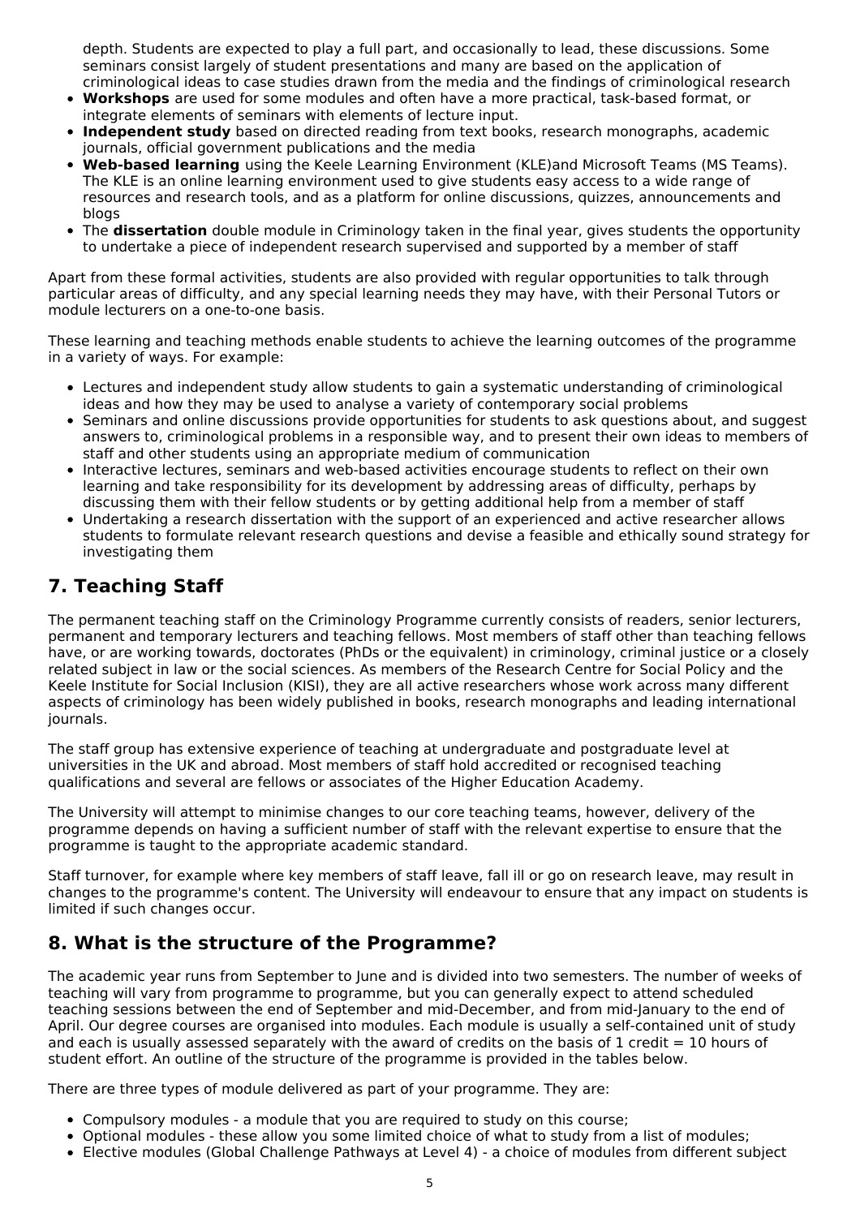depth. Students are expected to play a full part, and occasionally to lead, these discussions. Some seminars consist largely of student presentations and many are based on the application of criminological ideas to case studies drawn from the media and the findings of criminological research
- **Workshops** are used for some modules and often have a more practical, task-based format, or integrate elements of seminars with elements of lecture input.
- **Independent study** based on directed reading from text books, research monographs, academic journals, official government publications and the media
- **Web-based learning** using the Keele Learning Environment (KLE)and Microsoft Teams (MS Teams). The KLE is an online learning environment used to give students easy access to a wide range of resources and research tools, and as a platform for online discussions, quizzes, announcements and blogs
- The **dissertation** double module in Criminology taken in the final year, gives students the opportunity to undertake a piece of independent research supervised and supported by a member of staff

Apart from these formal activities, students are also provided with regular opportunities to talk through particular areas of difficulty, and any special learning needs they may have, with their Personal Tutors or module lecturers on a one-to-one basis.

These learning and teaching methods enable students to achieve the learning outcomes of the programme in a variety of ways. For example:

- Lectures and independent study allow students to gain a systematic understanding of criminological ideas and how they may be used to analyse a variety of contemporary social problems
- Seminars and online discussions provide opportunities for students to ask questions about, and suggest answers to, criminological problems in a responsible way, and to present their own ideas to members of staff and other students using an appropriate medium of communication
- Interactive lectures, seminars and web-based activities encourage students to reflect on their own learning and take responsibility for its development by addressing areas of difficulty, perhaps by discussing them with their fellow students or by getting additional help from a member of staff
- Undertaking a research dissertation with the support of an experienced and active researcher allows students to formulate relevant research questions and devise a feasible and ethically sound strategy for investigating them

## 7. Teaching Staff

The permanent teaching staff on the Criminology Programme currently consists of readers, senior lecturers, permanent and temporary lecturers and teaching fellows. Most members of staff other than teaching fellows have, or are working towards, doctorates (PhDs or the equivalent) in criminology, criminal justice or a closely related subject in law or the social sciences. As members of the Research Centre for Social Policy and the Keele Institute for Social Inclusion (KISI), they are all active researchers whose work across many different aspects of criminology has been widely published in books, research monographs and leading international journals.

The staff group has extensive experience of teaching at undergraduate and postgraduate level at universities in the UK and abroad. Most members of staff hold accredited or recognised teaching qualifications and several are fellows or associates of the Higher Education Academy.

The University will attempt to minimise changes to our core teaching teams, however, delivery of the programme depends on having a sufficient number of staff with the relevant expertise to ensure that the programme is taught to the appropriate academic standard.

Staff turnover, for example where key members of staff leave, fall ill or go on research leave, may result in changes to the programme's content. The University will endeavour to ensure that any impact on students is limited if such changes occur.

## 8. What is the structure of the Programme?

The academic year runs from September to June and is divided into two semesters. The number of weeks of teaching will vary from programme to programme, but you can generally expect to attend scheduled teaching sessions between the end of September and mid-December, and from mid-January to the end of April. Our degree courses are organised into modules. Each module is usually a self-contained unit of study and each is usually assessed separately with the award of credits on the basis of 1 credit = 10 hours of student effort. An outline of the structure of the programme is provided in the tables below.

There are three types of module delivered as part of your programme. They are:

- Compulsory modules - a module that you are required to study on this course;
- Optional modules - these allow you some limited choice of what to study from a list of modules;
- Elective modules (Global Challenge Pathways at Level 4) - a choice of modules from different subject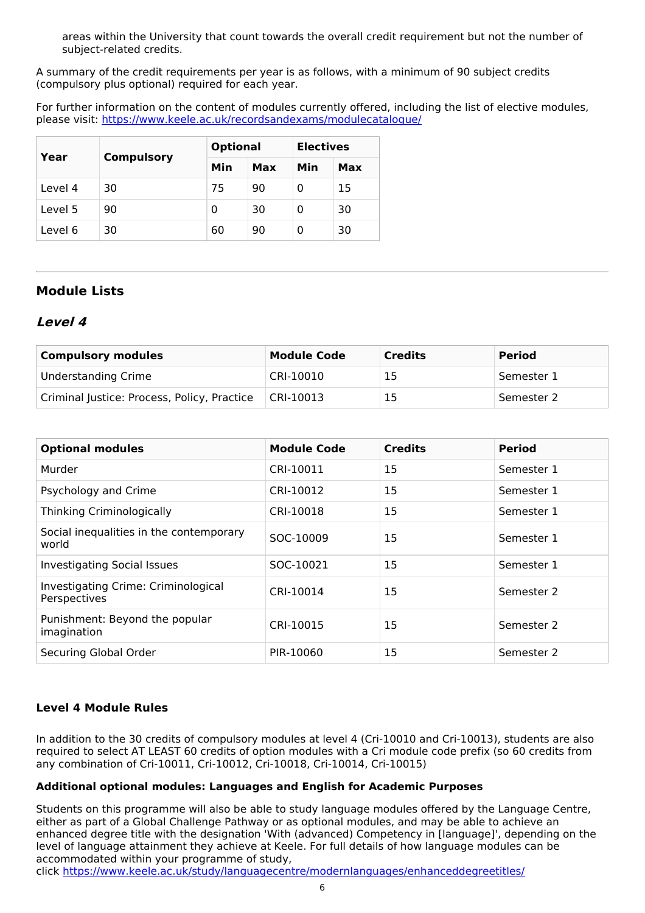areas within the University that count towards the overall credit requirement but not the number of subject-related credits.

A summary of the credit requirements per year is as follows, with a minimum of 90 subject credits (compulsory plus optional) required for each year.

For further information on the content of modules currently offered, including the list of elective modules, please visit: https://www.keele.ac.uk/recordsandexams/modulecatalogue/

| Year | Compulsory | Optional | | Electives | |
|---|---|---|---|---|---|
| | | Min | Max | Min | Max |
| Level 4 | 30 | 75 | 90 | 0 | 15 |
| Level 5 | 90 | 0 | 30 | 0 | 30 |
| Level 6 | 30 | 60 | 90 | 0 | 30 |

## Module Lists

### *Level 4*

| Compulsory modules | Module Code | Credits | Period |
|---|---|---|---|
| Understanding Crime | CRI-10010 | 15 | Semester 1 |
| Criminal Justice: Process, Policy, Practice | CRI-10013 | 15 | Semester 2 |

| Optional modules | Module Code | Credits | Period |
|---|---|---|---|
| Murder | CRI-10011 | 15 | Semester 1 |
| Psychology and Crime | CRI-10012 | 15 | Semester 1 |
| Thinking Criminologically | CRI-10018 | 15 | Semester 1 |
| Social inequalities in the contemporary world | SOC-10009 | 15 | Semester 1 |
| Investigating Social Issues | SOC-10021 | 15 | Semester 1 |
| Investigating Crime: Criminological Perspectives | CRI-10014 | 15 | Semester 2 |
| Punishment: Beyond the popular imagination | CRI-10015 | 15 | Semester 2 |
| Securing Global Order | PIR-10060 | 15 | Semester 2 |

#### Level 4 Module Rules

In addition to the 30 credits of compulsory modules at level 4 (Cri-10010 and Cri-10013), students are also required to select AT LEAST 60 credits of option modules with a Cri module code prefix (so 60 credits from any combination of Cri-10011, Cri-10012, Cri-10018, Cri-10014, Cri-10015)

**Additional optional modules: Languages and English for Academic Purposes**

Students on this programme will also be able to study language modules offered by the Language Centre, either as part of a Global Challenge Pathway or as optional modules, and may be able to achieve an enhanced degree title with the designation 'With (advanced) Competency in [language]', depending on the level of language attainment they achieve at Keele. For full details of how language modules can be accommodated within your programme of study, click https://www.keele.ac.uk/study/languagecentre/modernlanguages/enhanceddegreetitles/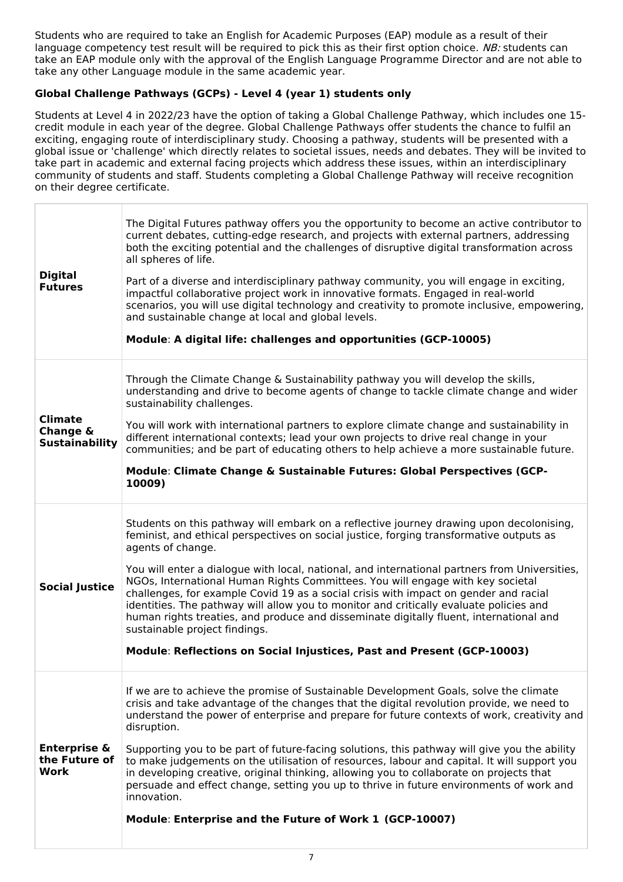Students who are required to take an English for Academic Purposes (EAP) module as a result of their language competency test result will be required to pick this as their first option choice. *NB:* students can take an EAP module only with the approval of the English Language Programme Director and are not able to take any other Language module in the same academic year.

**Global Challenge Pathways (GCPs) - Level 4 (year 1) students only**

Students at Level 4 in 2022/23 have the option of taking a Global Challenge Pathway, which includes one 15-credit module in each year of the degree. Global Challenge Pathways offer students the chance to fulfil an exciting, engaging route of interdisciplinary study. Choosing a pathway, students will be presented with a global issue or 'challenge' which directly relates to societal issues, needs and debates. They will be invited to take part in academic and external facing projects which address these issues, within an interdisciplinary community of students and staff. Students completing a Global Challenge Pathway will receive recognition on their degree certificate.

| | |
|---|---|
| **Digital Futures** | The Digital Futures pathway offers you the opportunity to become an active contributor to current debates, cutting-edge research, and projects with external partners, addressing both the exciting potential and the challenges of disruptive digital transformation across all spheres of life.<br><br>Part of a diverse and interdisciplinary pathway community, you will engage in exciting, impactful collaborative project work in innovative formats. Engaged in real-world scenarios, you will use digital technology and creativity to promote inclusive, empowering, and sustainable change at local and global levels.<br><br>**Module**: **A digital life: challenges and opportunities (GCP-10005)** |
| **Climate Change & Sustainability** | Through the Climate Change & Sustainability pathway you will develop the skills, understanding and drive to become agents of change to tackle climate change and wider sustainability challenges.<br><br>You will work with international partners to explore climate change and sustainability in different international contexts; lead your own projects to drive real change in your communities; and be part of educating others to help achieve a more sustainable future.<br><br>**Module**: **Climate Change & Sustainable Futures: Global Perspectives (GCP-10009)** |
| **Social Justice** | Students on this pathway will embark on a reflective journey drawing upon decolonising, feminist, and ethical perspectives on social justice, forging transformative outputs as agents of change.<br><br>You will enter a dialogue with local, national, and international partners from Universities, NGOs, International Human Rights Committees. You will engage with key societal challenges, for example Covid 19 as a social crisis with impact on gender and racial identities. The pathway will allow you to monitor and critically evaluate policies and human rights treaties, and produce and disseminate digitally fluent, international and sustainable project findings.<br><br>**Module**: **Reflections on Social Injustices, Past and Present (GCP-10003)** |
| **Enterprise & the Future of Work** | If we are to achieve the promise of Sustainable Development Goals, solve the climate crisis and take advantage of the changes that the digital revolution provide, we need to understand the power of enterprise and prepare for future contexts of work, creativity and disruption.<br><br>Supporting you to be part of future-facing solutions, this pathway will give you the ability to make judgements on the utilisation of resources, labour and capital. It will support you in developing creative, original thinking, allowing you to collaborate on projects that persuade and effect change, setting you up to thrive in future environments of work and innovation.<br><br>**Module**: **Enterprise and the Future of Work 1 (GCP-10007)** |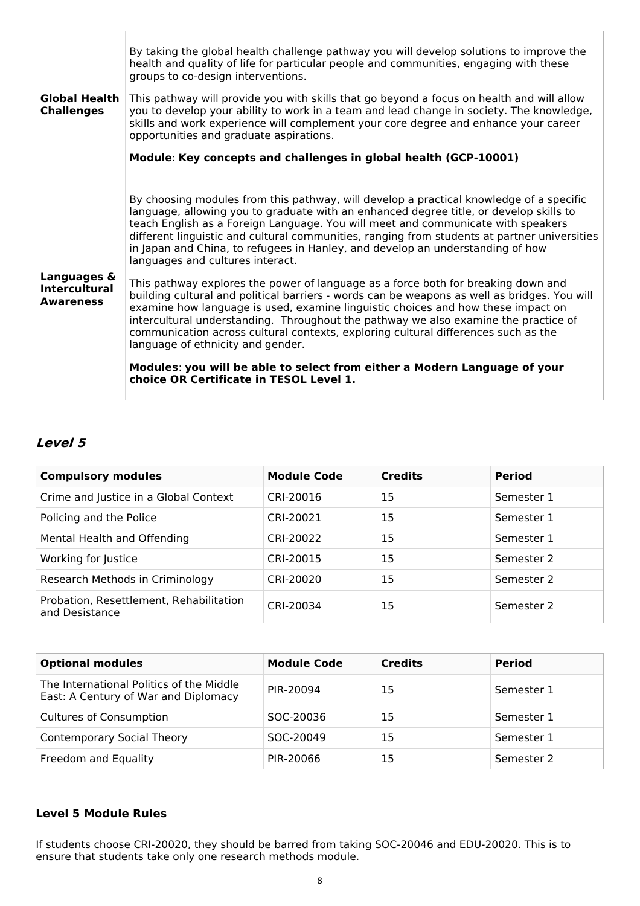| | |
|---|---|
| **Global Health Challenges** | By taking the global health challenge pathway you will develop solutions to improve the health and quality of life for particular people and communities, engaging with these groups to co-design interventions.<br><br>This pathway will provide you with skills that go beyond a focus on health and will allow you to develop your ability to work in a team and lead change in society. The knowledge, skills and work experience will complement your core degree and enhance your career opportunities and graduate aspirations.<br><br>**Module**: **Key concepts and challenges in global health (GCP-10001)** |
| **Languages & Intercultural Awareness** | By choosing modules from this pathway, will develop a practical knowledge of a specific language, allowing you to graduate with an enhanced degree title, or develop skills to teach English as a Foreign Language. You will meet and communicate with speakers different linguistic and cultural communities, ranging from students at partner universities in Japan and China, to refugees in Hanley, and develop an understanding of how languages and cultures interact.<br><br>This pathway explores the power of language as a force both for breaking down and building cultural and political barriers - words can be weapons as well as bridges. You will examine how language is used, examine linguistic choices and how these impact on intercultural understanding. Throughout the pathway we also examine the practice of communication across cultural contexts, exploring cultural differences such as the language of ethnicity and gender.<br><br>**Modules**: **you will be able to select from either a Modern Language of your choice OR Certificate in TESOL Level 1.** |

## *Level 5*

| Compulsory modules | Module Code | Credits | Period |
|---|---|---|---|
| Crime and Justice in a Global Context | CRI-20016 | 15 | Semester 1 |
| Policing and the Police | CRI-20021 | 15 | Semester 1 |
| Mental Health and Offending | CRI-20022 | 15 | Semester 1 |
| Working for Justice | CRI-20015 | 15 | Semester 2 |
| Research Methods in Criminology | CRI-20020 | 15 | Semester 2 |
| Probation, Resettlement, Rehabilitation and Desistance | CRI-20034 | 15 | Semester 2 |

| Optional modules | Module Code | Credits | Period |
|---|---|---|---|
| The International Politics of the Middle East: A Century of War and Diplomacy | PIR-20094 | 15 | Semester 1 |
| Cultures of Consumption | SOC-20036 | 15 | Semester 1 |
| Contemporary Social Theory | SOC-20049 | 15 | Semester 1 |
| Freedom and Equality | PIR-20066 | 15 | Semester 2 |

### Level 5 Module Rules

If students choose CRI-20020, they should be barred from taking SOC-20046 and EDU-20020. This is to ensure that students take only one research methods module.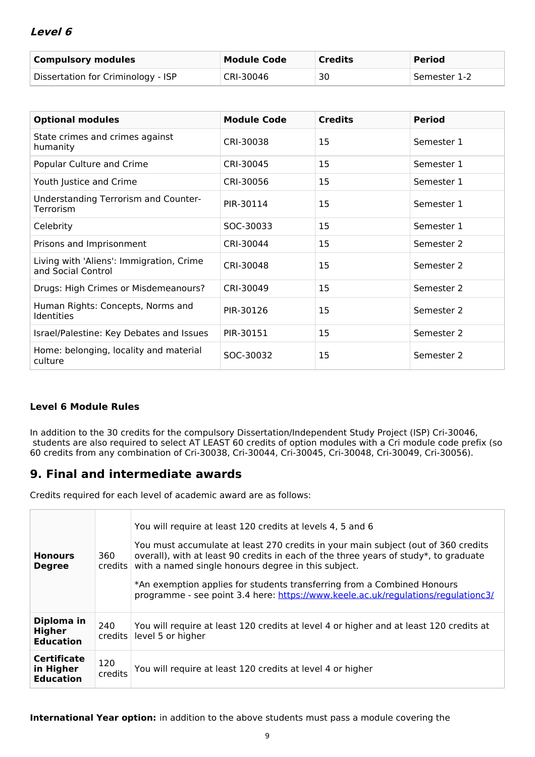### *Level 6*

| Compulsory modules | Module Code | Credits | Period |
|---|---|---|---|
| Dissertation for Criminology - ISP | CRI-30046 | 30 | Semester 1-2 |

| Optional modules | Module Code | Credits | Period |
|---|---|---|---|
| State crimes and crimes against humanity | CRI-30038 | 15 | Semester 1 |
| Popular Culture and Crime | CRI-30045 | 15 | Semester 1 |
| Youth Justice and Crime | CRI-30056 | 15 | Semester 1 |
| Understanding Terrorism and Counter-Terrorism | PIR-30114 | 15 | Semester 1 |
| Celebrity | SOC-30033 | 15 | Semester 1 |
| Prisons and Imprisonment | CRI-30044 | 15 | Semester 2 |
| Living with 'Aliens': Immigration, Crime and Social Control | CRI-30048 | 15 | Semester 2 |
| Drugs: High Crimes or Misdemeanours? | CRI-30049 | 15 | Semester 2 |
| Human Rights: Concepts, Norms and Identities | PIR-30126 | 15 | Semester 2 |
| Israel/Palestine: Key Debates and Issues | PIR-30151 | 15 | Semester 2 |
| Home: belonging, locality and material culture | SOC-30032 | 15 | Semester 2 |

#### Level 6 Module Rules

In addition to the 30 credits for the compulsory Dissertation/Independent Study Project (ISP) Cri-30046, students are also required to select AT LEAST 60 credits of option modules with a Cri module code prefix (so 60 credits from any combination of Cri-30038, Cri-30044, Cri-30045, Cri-30048, Cri-30049, Cri-30056).

## 9. Final and intermediate awards

Credits required for each level of academic award are as follows:

| | | |
|---|---|---|
| **Honours Degree** | 360 credits | You will require at least 120 credits at levels 4, 5 and 6<br><br>You must accumulate at least 270 credits in your main subject (out of 360 credits overall), with at least 90 credits in each of the three years of study*, to graduate with a named single honours degree in this subject.<br><br>*An exemption applies for students transferring from a Combined Honours programme - see point 3.4 here: [https://www.keele.ac.uk/regulations/regulationc3/](https://www.keele.ac.uk/regulations/regulationc3/) |
| **Diploma in Higher Education** | 240 credits | You will require at least 120 credits at level 4 or higher and at least 120 credits at level 5 or higher |
| **Certificate in Higher Education** | 120 credits | You will require at least 120 credits at level 4 or higher |

**International Year option:** in addition to the above students must pass a module covering the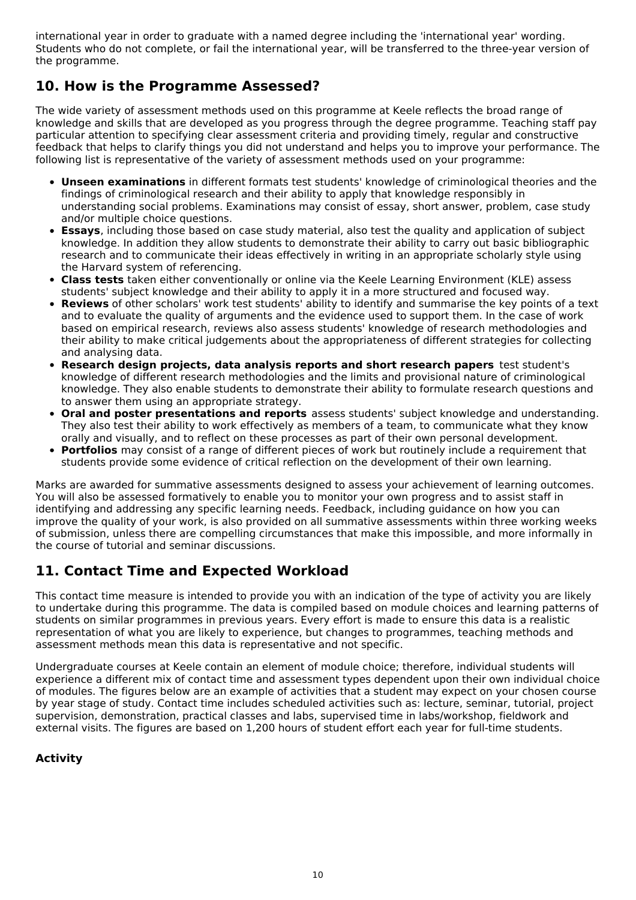international year in order to graduate with a named degree including the 'international year' wording. Students who do not complete, or fail the international year, will be transferred to the three-year version of the programme.

## 10. How is the Programme Assessed?

The wide variety of assessment methods used on this programme at Keele reflects the broad range of knowledge and skills that are developed as you progress through the degree programme. Teaching staff pay particular attention to specifying clear assessment criteria and providing timely, regular and constructive feedback that helps to clarify things you did not understand and helps you to improve your performance. The following list is representative of the variety of assessment methods used on your programme:

- **Unseen examinations** in different formats test students' knowledge of criminological theories and the findings of criminological research and their ability to apply that knowledge responsibly in understanding social problems. Examinations may consist of essay, short answer, problem, case study and/or multiple choice questions.
- **Essays**, including those based on case study material, also test the quality and application of subject knowledge. In addition they allow students to demonstrate their ability to carry out basic bibliographic research and to communicate their ideas effectively in writing in an appropriate scholarly style using the Harvard system of referencing.
- **Class tests** taken either conventionally or online via the Keele Learning Environment (KLE) assess students' subject knowledge and their ability to apply it in a more structured and focused way.
- **Reviews** of other scholars' work test students' ability to identify and summarise the key points of a text and to evaluate the quality of arguments and the evidence used to support them. In the case of work based on empirical research, reviews also assess students' knowledge of research methodologies and their ability to make critical judgements about the appropriateness of different strategies for collecting and analysing data.
- **Research design projects, data analysis reports and short research papers** test student's knowledge of different research methodologies and the limits and provisional nature of criminological knowledge. They also enable students to demonstrate their ability to formulate research questions and to answer them using an appropriate strategy.
- **Oral and poster presentations and reports** assess students' subject knowledge and understanding. They also test their ability to work effectively as members of a team, to communicate what they know orally and visually, and to reflect on these processes as part of their own personal development.
- **Portfolios** may consist of a range of different pieces of work but routinely include a requirement that students provide some evidence of critical reflection on the development of their own learning.

Marks are awarded for summative assessments designed to assess your achievement of learning outcomes. You will also be assessed formatively to enable you to monitor your own progress and to assist staff in identifying and addressing any specific learning needs. Feedback, including guidance on how you can improve the quality of your work, is also provided on all summative assessments within three working weeks of submission, unless there are compelling circumstances that make this impossible, and more informally in the course of tutorial and seminar discussions.

## 11. Contact Time and Expected Workload

This contact time measure is intended to provide you with an indication of the type of activity you are likely to undertake during this programme. The data is compiled based on module choices and learning patterns of students on similar programmes in previous years. Every effort is made to ensure this data is a realistic representation of what you are likely to experience, but changes to programmes, teaching methods and assessment methods mean this data is representative and not specific.

Undergraduate courses at Keele contain an element of module choice; therefore, individual students will experience a different mix of contact time and assessment types dependent upon their own individual choice of modules. The figures below are an example of activities that a student may expect on your chosen course by year stage of study. Contact time includes scheduled activities such as: lecture, seminar, tutorial, project supervision, demonstration, practical classes and labs, supervised time in labs/workshop, fieldwork and external visits. The figures are based on 1,200 hours of student effort each year for full-time students.

**Activity**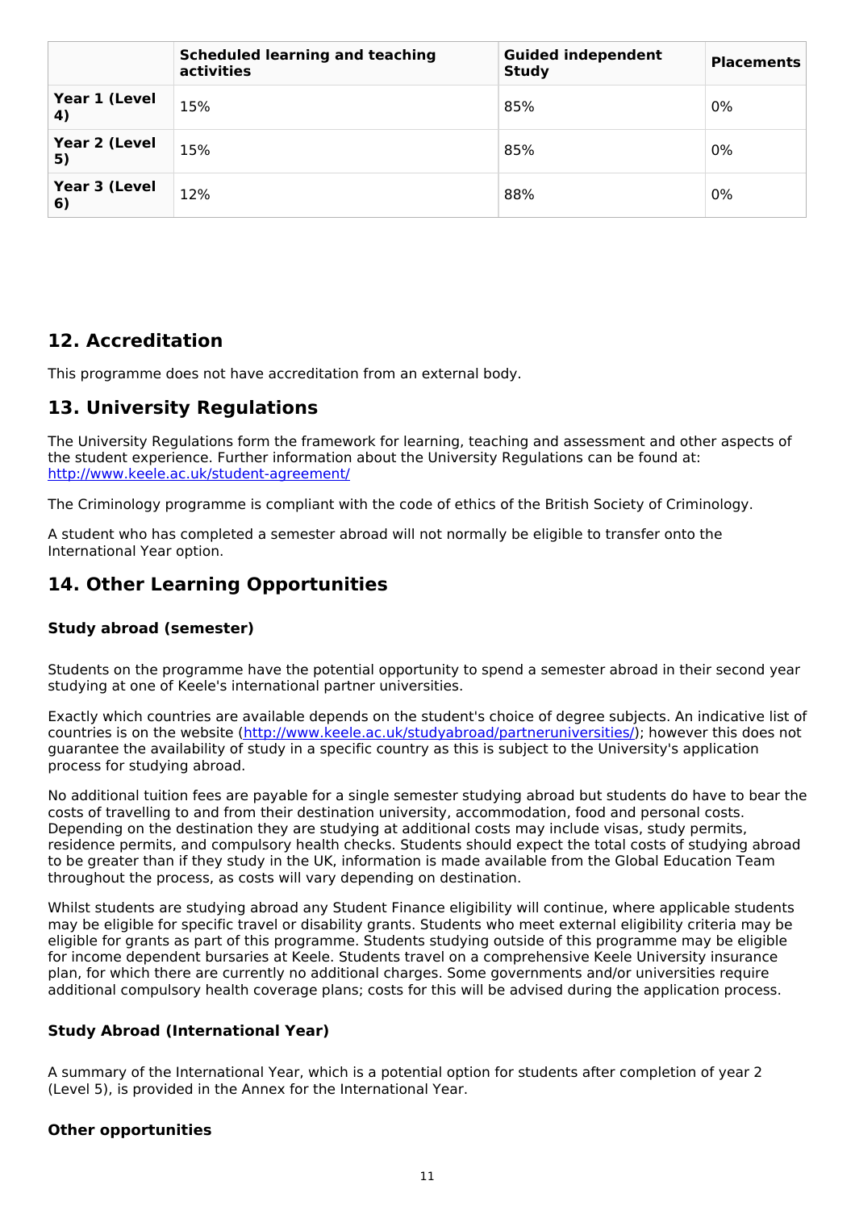|  | Scheduled learning and teaching activities | Guided independent Study | Placements |
|---|---|---|---|
| Year 1 (Level 4) | 15% | 85% | 0% |
| Year 2 (Level 5) | 15% | 85% | 0% |
| Year 3 (Level 6) | 12% | 88% | 0% |

## 12. Accreditation

This programme does not have accreditation from an external body.

## 13. University Regulations

The University Regulations form the framework for learning, teaching and assessment and other aspects of the student experience. Further information about the University Regulations can be found at: http://www.keele.ac.uk/student-agreement/

The Criminology programme is compliant with the code of ethics of the British Society of Criminology.

A student who has completed a semester abroad will not normally be eligible to transfer onto the International Year option.

## 14. Other Learning Opportunities

### Study abroad (semester)

Students on the programme have the potential opportunity to spend a semester abroad in their second year studying at one of Keele's international partner universities.

Exactly which countries are available depends on the student's choice of degree subjects. An indicative list of countries is on the website (http://www.keele.ac.uk/studyabroad/partneruniversities/); however this does not guarantee the availability of study in a specific country as this is subject to the University's application process for studying abroad.

No additional tuition fees are payable for a single semester studying abroad but students do have to bear the costs of travelling to and from their destination university, accommodation, food and personal costs. Depending on the destination they are studying at additional costs may include visas, study permits, residence permits, and compulsory health checks. Students should expect the total costs of studying abroad to be greater than if they study in the UK, information is made available from the Global Education Team throughout the process, as costs will vary depending on destination.

Whilst students are studying abroad any Student Finance eligibility will continue, where applicable students may be eligible for specific travel or disability grants. Students who meet external eligibility criteria may be eligible for grants as part of this programme. Students studying outside of this programme may be eligible for income dependent bursaries at Keele. Students travel on a comprehensive Keele University insurance plan, for which there are currently no additional charges. Some governments and/or universities require additional compulsory health coverage plans; costs for this will be advised during the application process.

### Study Abroad (International Year)

A summary of the International Year, which is a potential option for students after completion of year 2 (Level 5), is provided in the Annex for the International Year.

### Other opportunities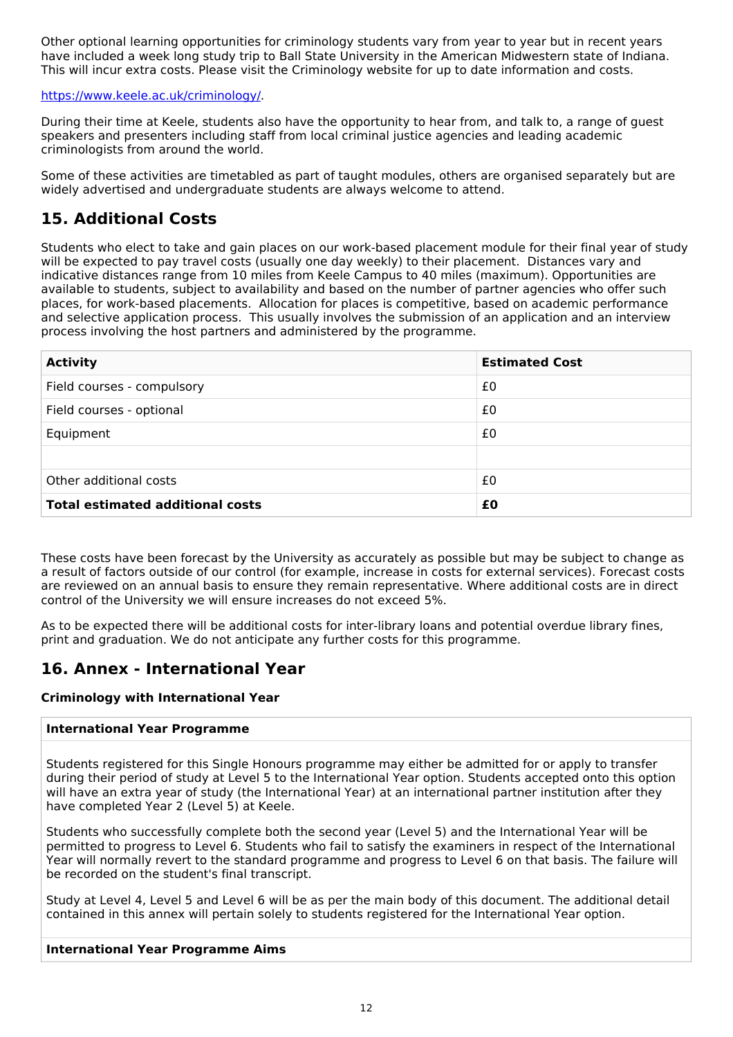Other optional learning opportunities for criminology students vary from year to year but in recent years have included a week long study trip to Ball State University in the American Midwestern state of Indiana. This will incur extra costs. Please visit the Criminology website for up to date information and costs.

https://www.keele.ac.uk/criminology/.

During their time at Keele, students also have the opportunity to hear from, and talk to, a range of guest speakers and presenters including staff from local criminal justice agencies and leading academic criminologists from around the world.

Some of these activities are timetabled as part of taught modules, others are organised separately but are widely advertised and undergraduate students are always welcome to attend.

## 15. Additional Costs

Students who elect to take and gain places on our work-based placement module for their final year of study will be expected to pay travel costs (usually one day weekly) to their placement. Distances vary and indicative distances range from 10 miles from Keele Campus to 40 miles (maximum). Opportunities are available to students, subject to availability and based on the number of partner agencies who offer such places, for work-based placements. Allocation for places is competitive, based on academic performance and selective application process. This usually involves the submission of an application and an interview process involving the host partners and administered by the programme.

| **Activity** | **Estimated Cost** |
| --- | --- |
| Field courses - compulsory | £0 |
| Field courses - optional | £0 |
| Equipment | £0 |
| | |
| Other additional costs | £0 |
| **Total estimated additional costs** | **£0** |

These costs have been forecast by the University as accurately as possible but may be subject to change as a result of factors outside of our control (for example, increase in costs for external services). Forecast costs are reviewed on an annual basis to ensure they remain representative. Where additional costs are in direct control of the University we will ensure increases do not exceed 5%.

As to be expected there will be additional costs for inter-library loans and potential overdue library fines, print and graduation. We do not anticipate any further costs for this programme.

## 16. Annex - International Year

**Criminology with International Year**

**International Year Programme**

Students registered for this Single Honours programme may either be admitted for or apply to transfer during their period of study at Level 5 to the International Year option. Students accepted onto this option will have an extra year of study (the International Year) at an international partner institution after they have completed Year 2 (Level 5) at Keele.

Students who successfully complete both the second year (Level 5) and the International Year will be permitted to progress to Level 6. Students who fail to satisfy the examiners in respect of the International Year will normally revert to the standard programme and progress to Level 6 on that basis. The failure will be recorded on the student's final transcript.

Study at Level 4, Level 5 and Level 6 will be as per the main body of this document. The additional detail contained in this annex will pertain solely to students registered for the International Year option.

**International Year Programme Aims**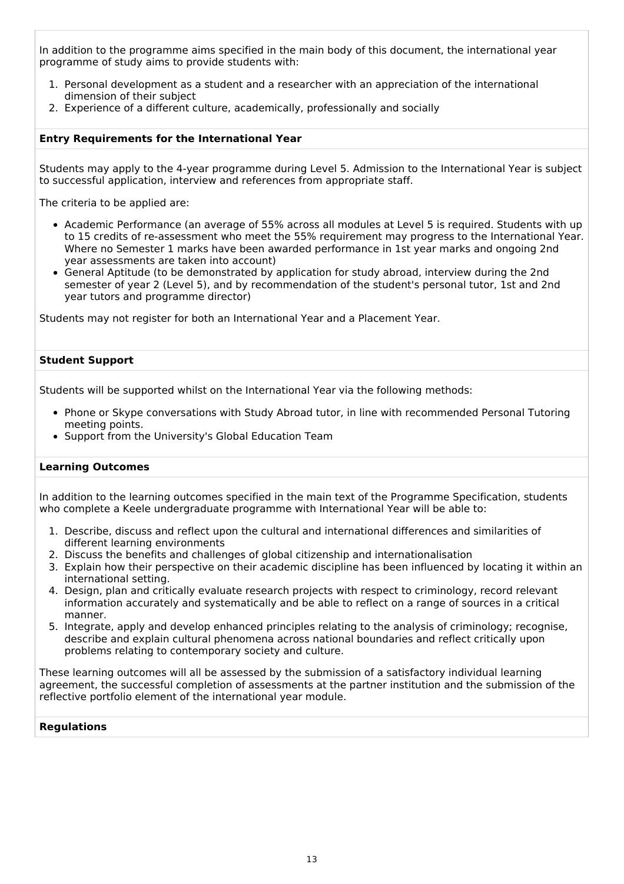In addition to the programme aims specified in the main body of this document, the international year programme of study aims to provide students with:

1. Personal development as a student and a researcher with an appreciation of the international dimension of their subject
2. Experience of a different culture, academically, professionally and socially

**Entry Requirements for the International Year**

Students may apply to the 4-year programme during Level 5. Admission to the International Year is subject to successful application, interview and references from appropriate staff.

The criteria to be applied are:

- Academic Performance (an average of 55% across all modules at Level 5 is required. Students with up to 15 credits of re-assessment who meet the 55% requirement may progress to the International Year. Where no Semester 1 marks have been awarded performance in 1st year marks and ongoing 2nd year assessments are taken into account)
- General Aptitude (to be demonstrated by application for study abroad, interview during the 2nd semester of year 2 (Level 5), and by recommendation of the student's personal tutor, 1st and 2nd year tutors and programme director)

Students may not register for both an International Year and a Placement Year.

**Student Support**

Students will be supported whilst on the International Year via the following methods:

- Phone or Skype conversations with Study Abroad tutor, in line with recommended Personal Tutoring meeting points.
- Support from the University's Global Education Team

**Learning Outcomes**

In addition to the learning outcomes specified in the main text of the Programme Specification, students who complete a Keele undergraduate programme with International Year will be able to:

1. Describe, discuss and reflect upon the cultural and international differences and similarities of different learning environments
2. Discuss the benefits and challenges of global citizenship and internationalisation
3. Explain how their perspective on their academic discipline has been influenced by locating it within an international setting.
4. Design, plan and critically evaluate research projects with respect to criminology, record relevant information accurately and systematically and be able to reflect on a range of sources in a critical manner.
5. Integrate, apply and develop enhanced principles relating to the analysis of criminology; recognise, describe and explain cultural phenomena across national boundaries and reflect critically upon problems relating to contemporary society and culture.

These learning outcomes will all be assessed by the submission of a satisfactory individual learning agreement, the successful completion of assessments at the partner institution and the submission of the reflective portfolio element of the international year module.

**Regulations**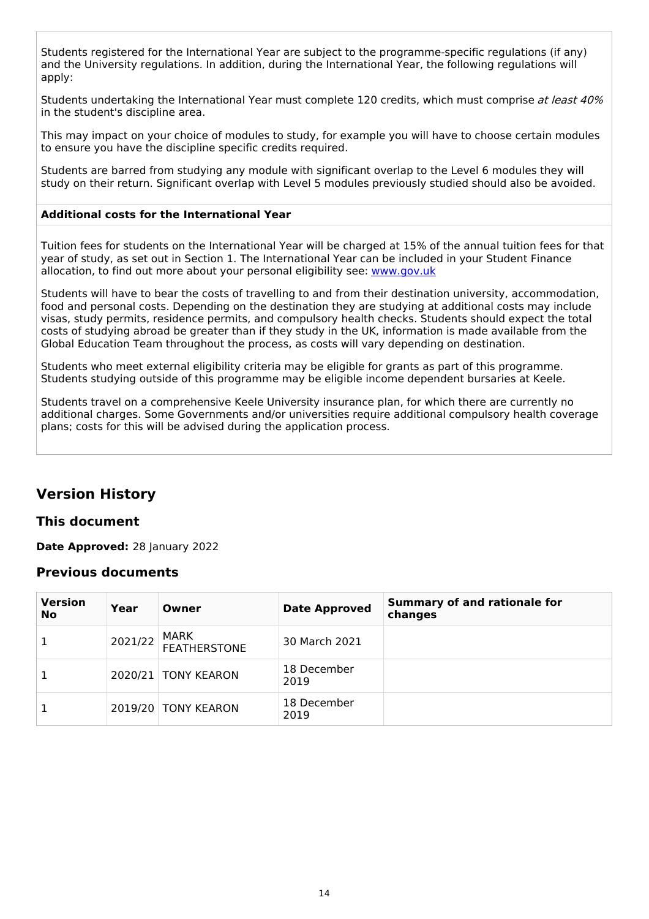Students registered for the International Year are subject to the programme-specific regulations (if any) and the University regulations. In addition, during the International Year, the following regulations will apply:

Students undertaking the International Year must complete 120 credits, which must comprise *at least 40%* in the student's discipline area.

This may impact on your choice of modules to study, for example you will have to choose certain modules to ensure you have the discipline specific credits required.

Students are barred from studying any module with significant overlap to the Level 6 modules they will study on their return. Significant overlap with Level 5 modules previously studied should also be avoided.

**Additional costs for the International Year**

Tuition fees for students on the International Year will be charged at 15% of the annual tuition fees for that year of study, as set out in Section 1. The International Year can be included in your Student Finance allocation, to find out more about your personal eligibility see: [www.gov.uk](www.gov.uk)

Students will have to bear the costs of travelling to and from their destination university, accommodation, food and personal costs. Depending on the destination they are studying at additional costs may include visas, study permits, residence permits, and compulsory health checks. Students should expect the total costs of studying abroad be greater than if they study in the UK, information is made available from the Global Education Team throughout the process, as costs will vary depending on destination.

Students who meet external eligibility criteria may be eligible for grants as part of this programme. Students studying outside of this programme may be eligible income dependent bursaries at Keele.

Students travel on a comprehensive Keele University insurance plan, for which there are currently no additional charges. Some Governments and/or universities require additional compulsory health coverage plans; costs for this will be advised during the application process.

## Version History

### This document

**Date Approved:** 28 January 2022

### Previous documents

| Version No | Year | Owner | Date Approved | Summary of and rationale for changes |
|---|---|---|---|---|
| 1 | 2021/22 | MARK FEATHERSTONE | 30 March 2021 | |
| 1 | 2020/21 | TONY KEARON | 18 December 2019 | |
| 1 | 2019/20 | TONY KEARON | 18 December 2019 | |